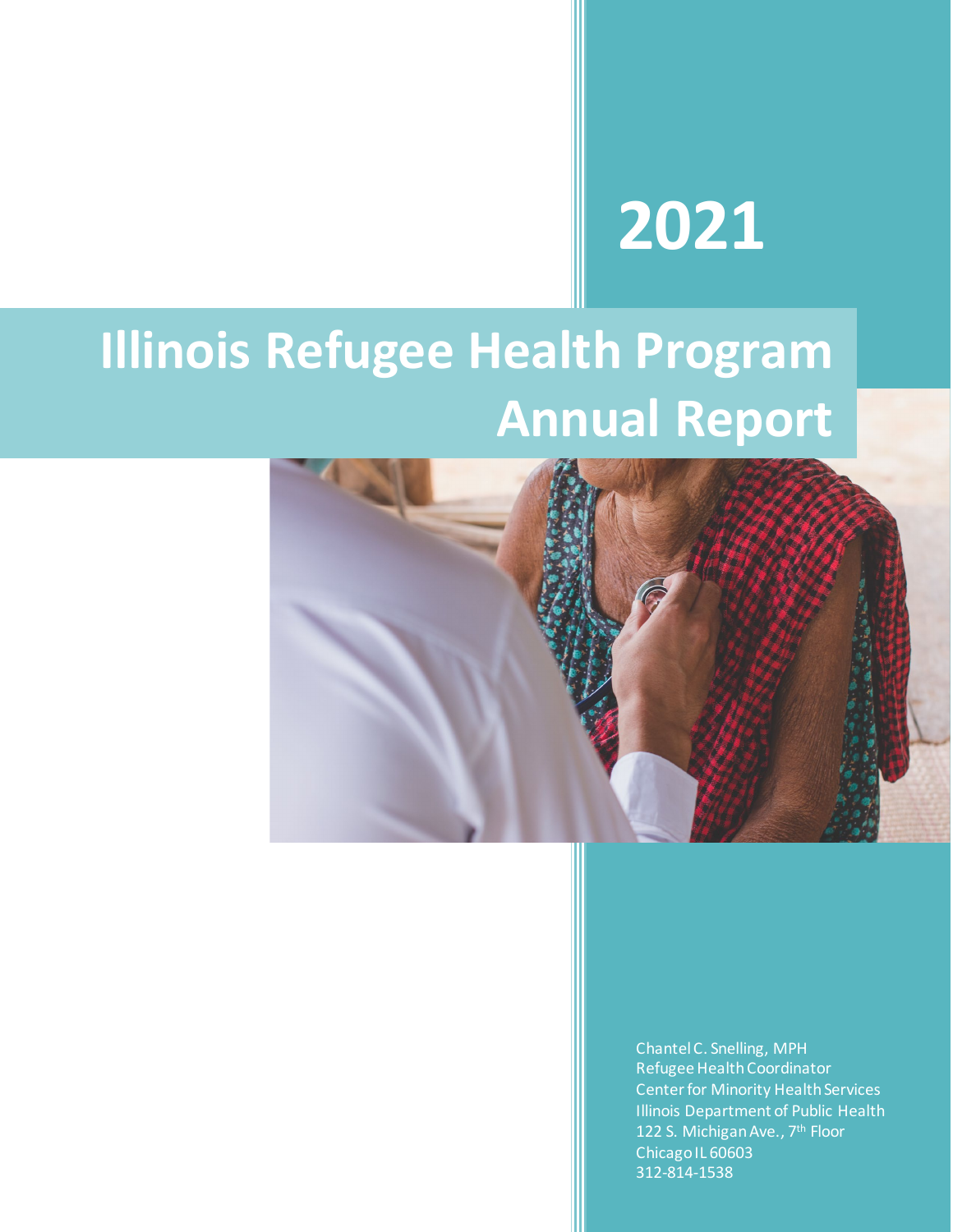# 2021

# Illinois Refugee Health Program Annual Report

Chantel C. Snelling, MPH
Refugee Health Coordinator
Center for Minority Health Services
Illinois Department of Public Health
122 S. Michigan Ave., 7th Floor
Chicago IL 60603
312-814-1538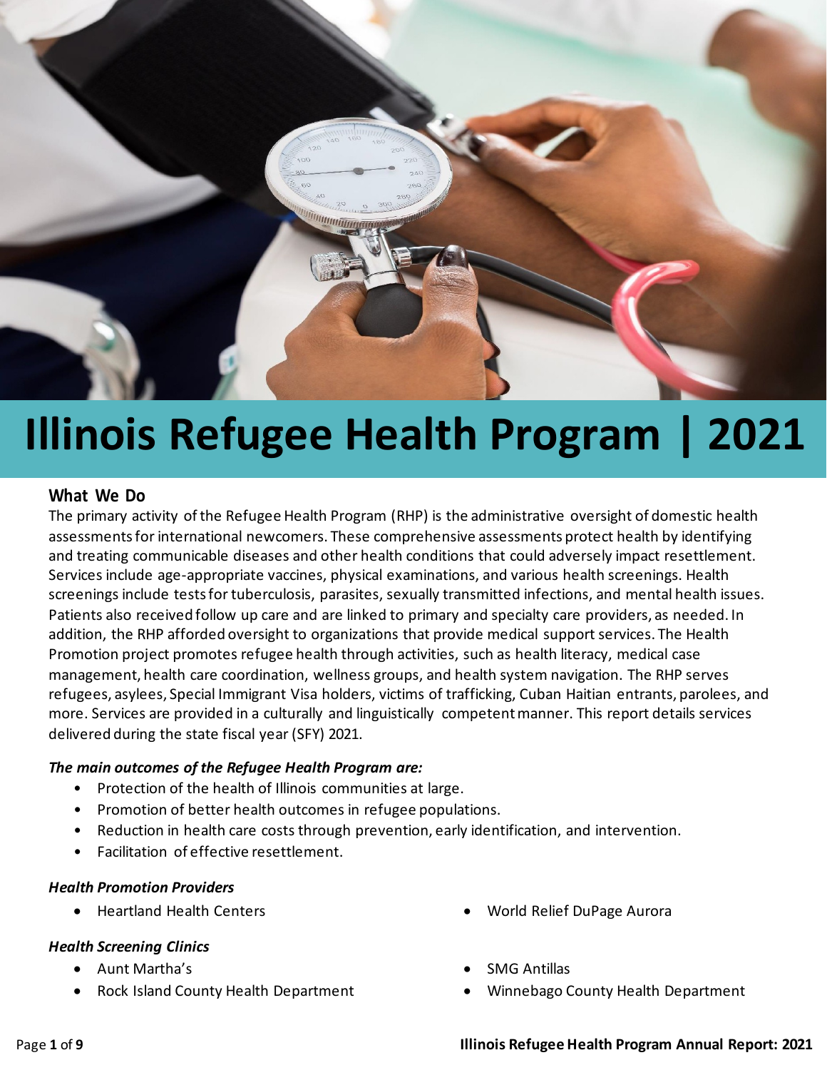# Illinois Refugee Health Program | 2021

## What We Do

The primary activity of the Refugee Health Program (RHP) is the administrative oversight of domestic health assessments for international newcomers. These comprehensive assessments protect health by identifying and treating communicable diseases and other health conditions that could adversely impact resettlement. Services include age-appropriate vaccines, physical examinations, and various health screenings. Health screenings include tests for tuberculosis, parasites, sexually transmitted infections, and mental health issues. Patients also received follow up care and are linked to primary and specialty care providers, as needed. In addition, the RHP afforded oversight to organizations that provide medical support services. The Health Promotion project promotes refugee health through activities, such as health literacy, medical case management, health care coordination, wellness groups, and health system navigation. The RHP serves refugees, asylees, Special Immigrant Visa holders, victims of trafficking, Cuban Haitian entrants, parolees, and more. Services are provided in a culturally and linguistically competent manner. This report details services delivered during the state fiscal year (SFY) 2021.

***The main outcomes of the Refugee Health Program are:***

- Protection of the health of Illinois communities at large.
- Promotion of better health outcomes in refugee populations.
- Reduction in health care costs through prevention, early identification, and intervention.
- Facilitation of effective resettlement.

***Health Promotion Providers***

- Heartland Health Centers
- World Relief DuPage Aurora

***Health Screening Clinics***

- Aunt Martha's
- Rock Island County Health Department
- SMG Antillas
- Winnebago County Health Department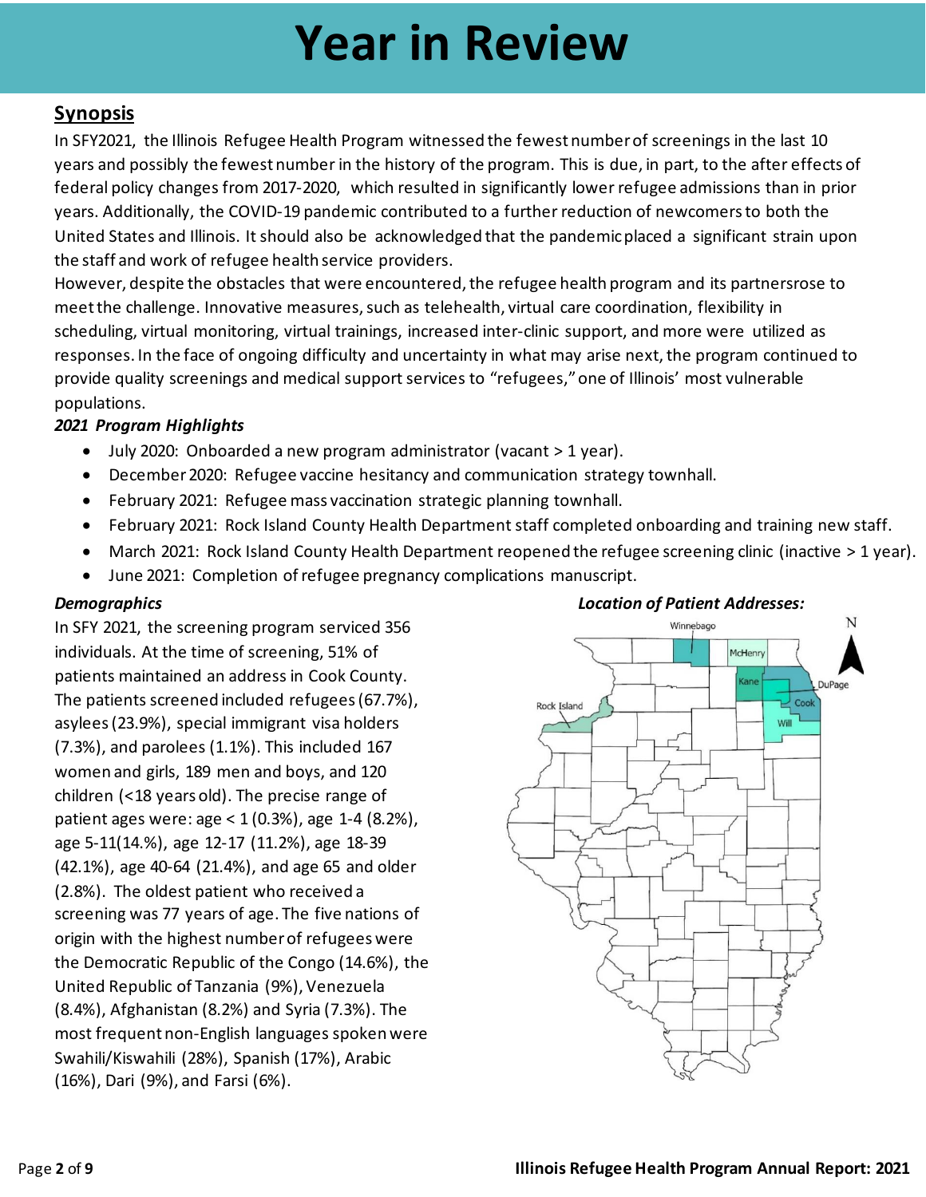# Year in Review

## Synopsis

In SFY2021, the Illinois Refugee Health Program witnessed the fewest number of screenings in the last 10 years and possibly the fewest number in the history of the program. This is due, in part, to the after effects of federal policy changes from 2017-2020, which resulted in significantly lower refugee admissions than in prior years. Additionally, the COVID-19 pandemic contributed to a further reduction of newcomers to both the United States and Illinois. It should also be acknowledged that the pandemic placed a significant strain upon the staff and work of refugee health service providers.

However, despite the obstacles that were encountered, the refugee health program and its partners rose to meet the challenge. Innovative measures, such as telehealth, virtual care coordination, flexibility in scheduling, virtual monitoring, virtual trainings, increased inter-clinic support, and more were utilized as responses. In the face of ongoing difficulty and uncertainty in what may arise next, the program continued to provide quality screenings and medical support services to "refugees," one of Illinois' most vulnerable populations.

### *2021 Program Highlights*

- July 2020: Onboarded a new program administrator (vacant > 1 year).
- December 2020: Refugee vaccine hesitancy and communication strategy townhall.
- February 2021: Refugee mass vaccination strategic planning townhall.
- February 2021: Rock Island County Health Department staff completed onboarding and training new staff.
- March 2021: Rock Island County Health Department reopened the refugee screening clinic (inactive > 1 year).
- June 2021: Completion of refugee pregnancy complications manuscript.

### *Demographics*

In SFY 2021, the screening program serviced 356 individuals. At the time of screening, 51% of patients maintained an address in Cook County. The patients screened included refugees (67.7%), asylees (23.9%), special immigrant visa holders (7.3%), and parolees (1.1%). This included 167 women and girls, 189 men and boys, and 120 children (<18 years old). The precise range of patient ages were: age < 1 (0.3%), age 1-4 (8.2%), age 5-11(14.%), age 12-17 (11.2%), age 18-39 (42.1%), age 40-64 (21.4%), and age 65 and older (2.8%). The oldest patient who received a screening was 77 years of age. The five nations of origin with the highest number of refugees were the Democratic Republic of the Congo (14.6%), the United Republic of Tanzania (9%), Venezuela (8.4%), Afghanistan (8.2%) and Syria (7.3%). The most frequent non-English languages spoken were Swahili/Kiswahili (28%), Spanish (17%), Arabic (16%), Dari (9%), and Farsi (6%).

***Location of Patient Addresses:***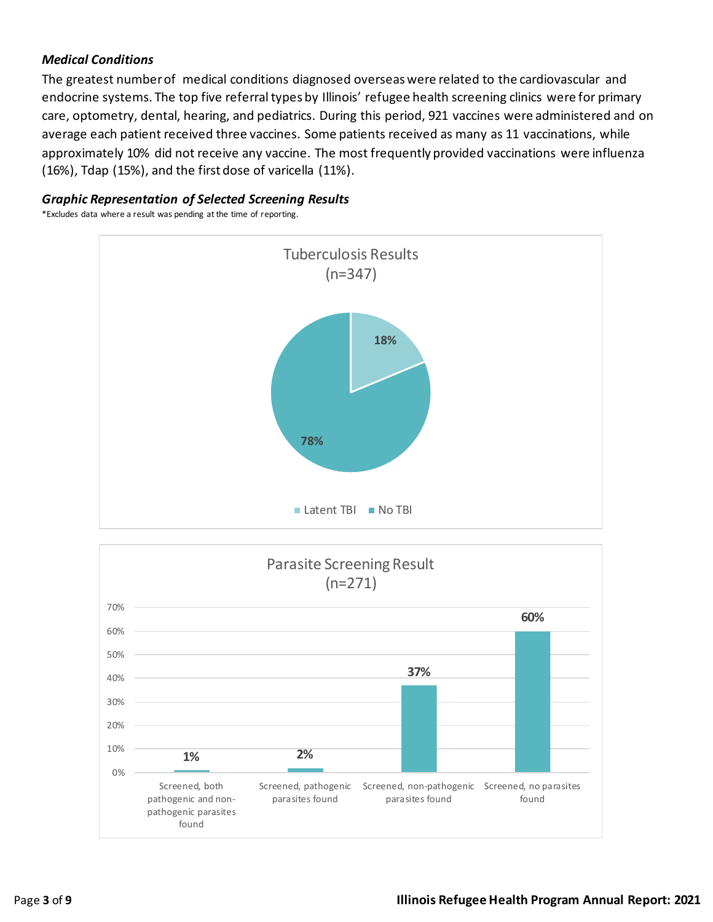### *Medical Conditions*

The greatest number of medical conditions diagnosed overseas were related to the cardiovascular and endocrine systems. The top five referral types by Illinois' refugee health screening clinics were for primary care, optometry, dental, hearing, and pediatrics. During this period, 921 vaccines were administered and on average each patient received three vaccines. Some patients received as many as 11 vaccinations, while approximately 10% did not receive any vaccine. The most frequently provided vaccinations were influenza (16%), Tdap (15%), and the first dose of varicella (11%).

### *Graphic Representation of Selected Screening Results*

*Excludes data where a result was pending at the time of reporting.

**Tuberculosis Results (n=347)**

| Result | Percent |
| --- | --- |
| Latent TBI | 18% |
| No TBI | 78% |

**Parasite Screening Result (n=271)**

| Result | Percent |
| --- | --- |
| Screened, both pathogenic and non-pathogenic parasites found | 1% |
| Screened, pathogenic parasites found | 2% |
| Screened, non-pathogenic parasites found | 37% |
| Screened, no parasites found | 60% |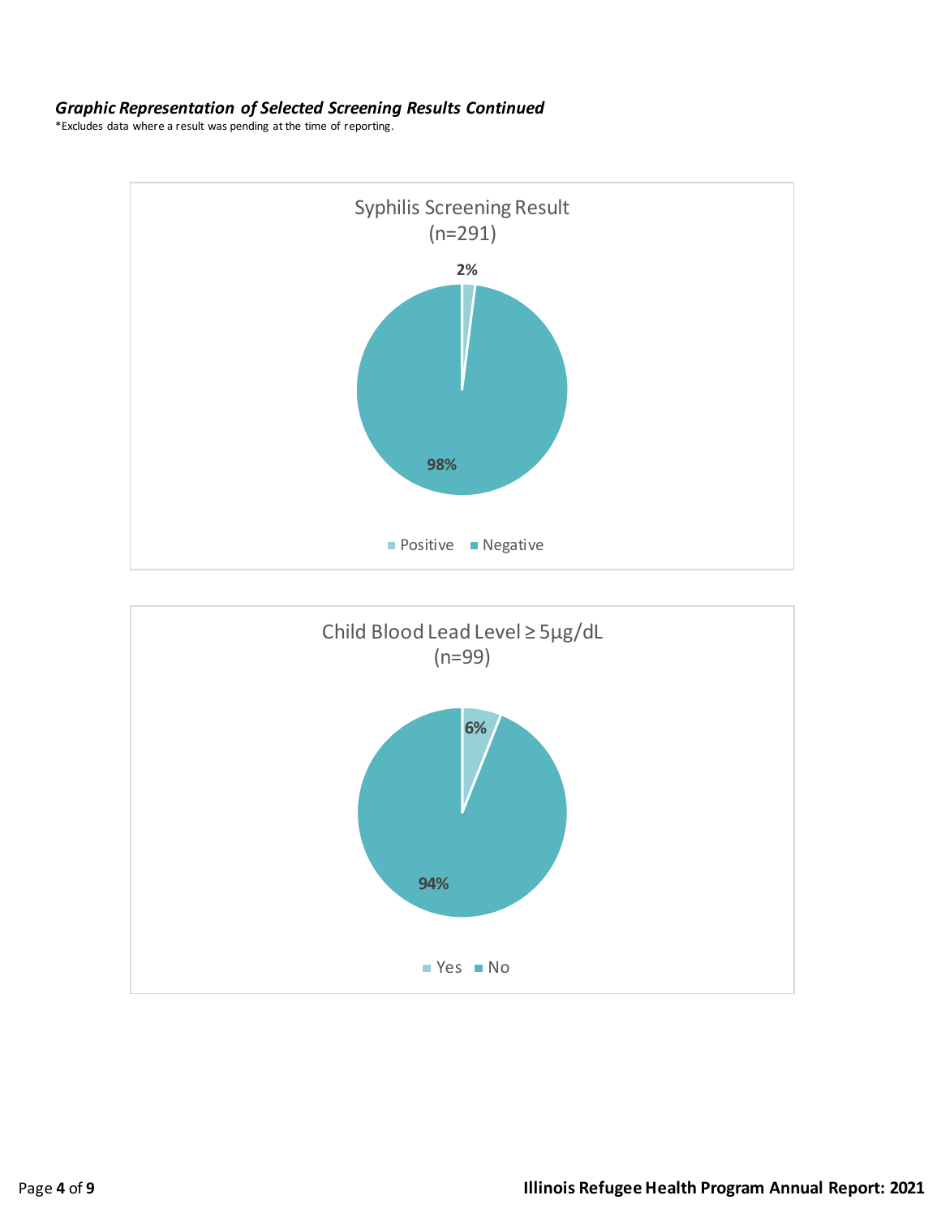***Graphic Representation of Selected Screening Results Continued***

*Excludes data where a result was pending at the time of reporting.

Syphilis Screening Result
(n=291)

2%

98%

Positive   Negative

Child Blood Lead Level ≥ 5µg/dL
(n=99)

6%

94%

Yes   No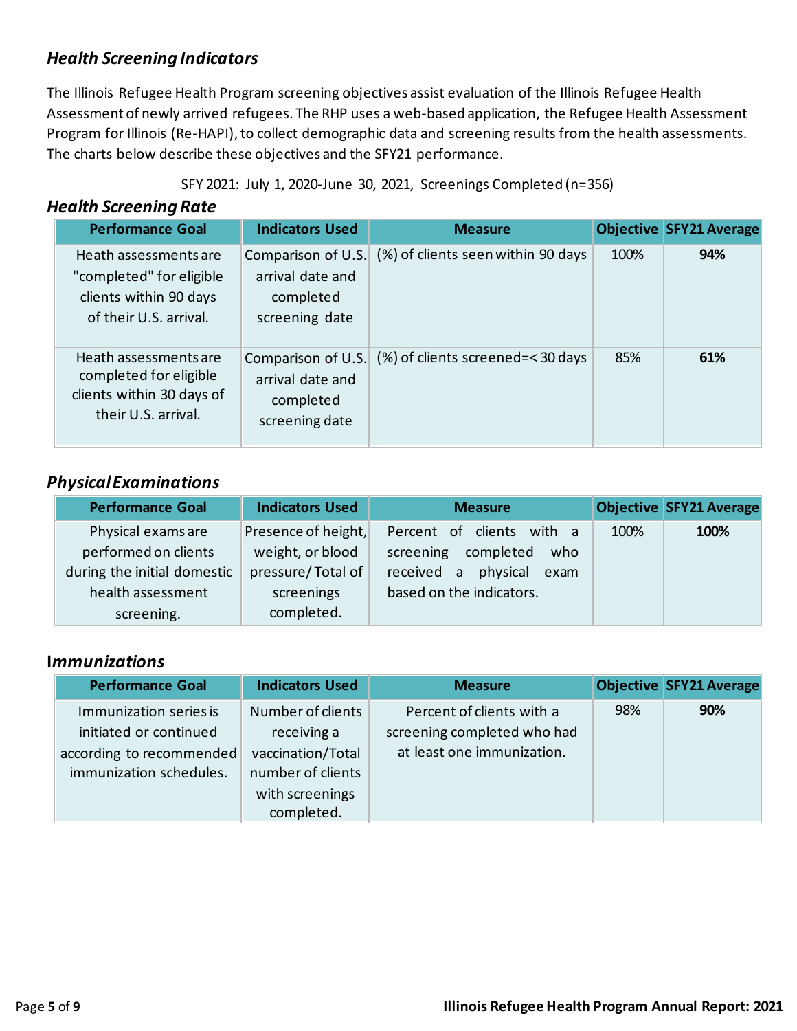## *Health Screening Indicators*

The Illinois Refugee Health Program screening objectives assist evaluation of the Illinois Refugee Health Assessment of newly arrived refugees. The RHP uses a web-based application, the Refugee Health Assessment Program for Illinois (Re-HAPI), to collect demographic data and screening results from the health assessments. The charts below describe these objectives and the SFY21 performance.

SFY 2021: July 1, 2020-June 30, 2021, Screenings Completed (n=356)

### *Health Screening Rate*

| Performance Goal | Indicators Used | Measure | Objective | SFY21 Average |
|---|---|---|---|---|
| Heath assessments are "completed" for eligible clients within 90 days of their U.S. arrival. | Comparison of U.S. arrival date and completed screening date | (%) of clients seen within 90 days | 100% | **94%** |
| Heath assessments are completed for eligible clients within 30 days of their U.S. arrival. | Comparison of U.S. arrival date and completed screening date | (%) of clients screened=< 30 days | 85% | **61%** |

### *Physical Examinations*

| Performance Goal | Indicators Used | Measure | Objective | SFY21 Average |
|---|---|---|---|---|
| Physical exams are performed on clients during the initial domestic health assessment screening. | Presence of height, weight, or blood pressure/ Total of screenings completed. | Percent of clients with a screening completed who received a physical exam based on the indicators. | 100% | **100%** |

### *Immunizations*

| Performance Goal | Indicators Used | Measure | Objective | SFY21 Average |
|---|---|---|---|---|
| Immunization series is initiated or continued according to recommended immunization schedules. | Number of clients receiving a vaccination/Total number of clients with screenings completed. | Percent of clients with a screening completed who had at least one immunization. | 98% | **90%** |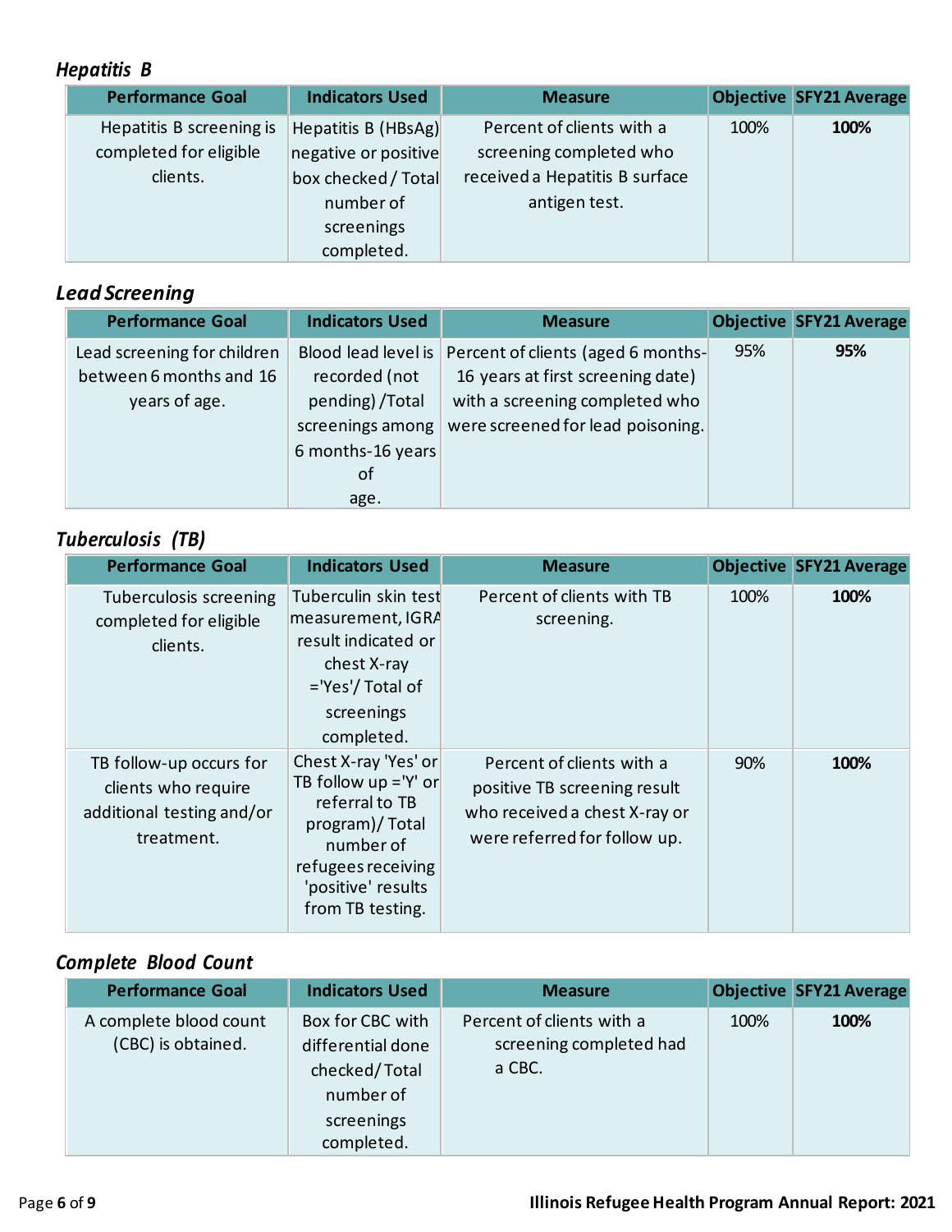### *Hepatitis B*

| Performance Goal | Indicators Used | Measure | Objective | SFY21 Average |
|---|---|---|---|---|
| Hepatitis B screening is completed for eligible clients. | Hepatitis B (HBsAg) negative or positive box checked / Total number of screenings completed. | Percent of clients with a screening completed who received a Hepatitis B surface antigen test. | 100% | **100%** |

### *Lead Screening*

| Performance Goal | Indicators Used | Measure | Objective | SFY21 Average |
|---|---|---|---|---|
| Lead screening for children between 6 months and 16 years of age. | Blood lead level is recorded (not pending) /Total screenings among 6 months-16 years of age. | Percent of clients (aged 6 months-16 years at first screening date) with a screening completed who were screened for lead poisoning. | 95% | **95%** |

### *Tuberculosis (TB)*

| Performance Goal | Indicators Used | Measure | Objective | SFY21 Average |
|---|---|---|---|---|
| Tuberculosis screening completed for eligible clients. | Tuberculin skin test measurement, IGRA result indicated or chest X-ray ='Yes'/ Total of screenings completed. | Percent of clients with TB screening. | 100% | **100%** |
| TB follow-up occurs for clients who require additional testing and/or treatment. | Chest X-ray 'Yes' or TB follow up ='Y' or referral to TB program)/ Total number of refugees receiving 'positive' results from TB testing. | Percent of clients with a positive TB screening result who received a chest X-ray or were referred for follow up. | 90% | **100%** |

### *Complete Blood Count*

| Performance Goal | Indicators Used | Measure | Objective | SFY21 Average |
|---|---|---|---|---|
| A complete blood count (CBC) is obtained. | Box for CBC with differential done checked/ Total number of screenings completed. | Percent of clients with a screening completed had a CBC. | 100% | **100%** |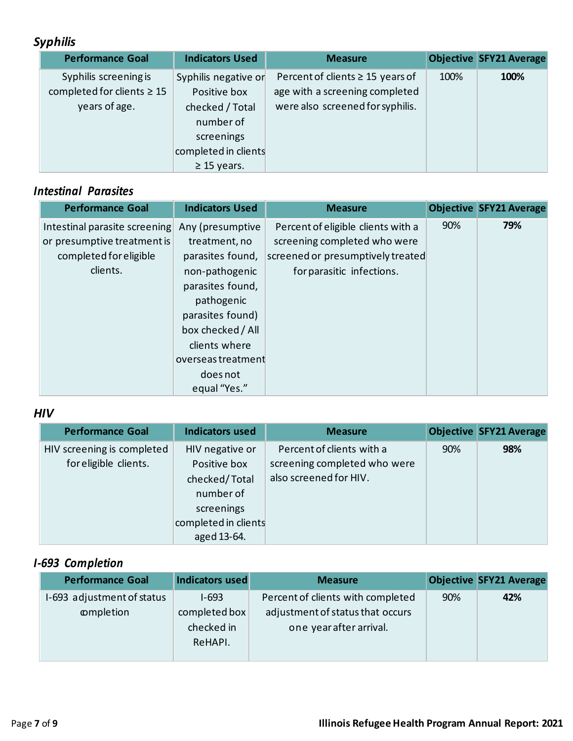### *Syphilis*

| Performance Goal | Indicators Used | Measure | Objective | SFY21 Average |
|---|---|---|---|---|
| Syphilis screening is completed for clients ≥ 15 years of age. | Syphilis negative or Positive box checked / Total number of screenings completed in clients ≥ 15 years. | Percent of clients ≥ 15 years of age with a screening completed were also screened for syphilis. | 100% | **100%** |

### *Intestinal Parasites*

| Performance Goal | Indicators Used | Measure | Objective | SFY21 Average |
|---|---|---|---|---|
| Intestinal parasite screening or presumptive treatment is completed for eligible clients. | Any (presumptive treatment, no parasites found, non-pathogenic parasites found, pathogenic parasites found) box checked / All clients where overseas treatment does not equal "Yes." | Percent of eligible clients with a screening completed who were screened or presumptively treated for parasitic infections. | 90% | **79%** |

### *HIV*

| Performance Goal | Indicators used | Measure | Objective | SFY21 Average |
|---|---|---|---|---|
| HIV screening is completed for eligible clients. | HIV negative or Positive box checked/ Total number of screenings completed in clients aged 13-64. | Percent of clients with a screening completed who were also screened for HIV. | 90% | **98%** |

### *I-693 Completion*

| Performance Goal | Indicators used | Measure | Objective | SFY21 Average |
|---|---|---|---|---|
| I-693 adjustment of status completion | I-693 completed box checked in ReHAPI. | Percent of clients with completed adjustment of status that occurs one year after arrival. | 90% | **42%** |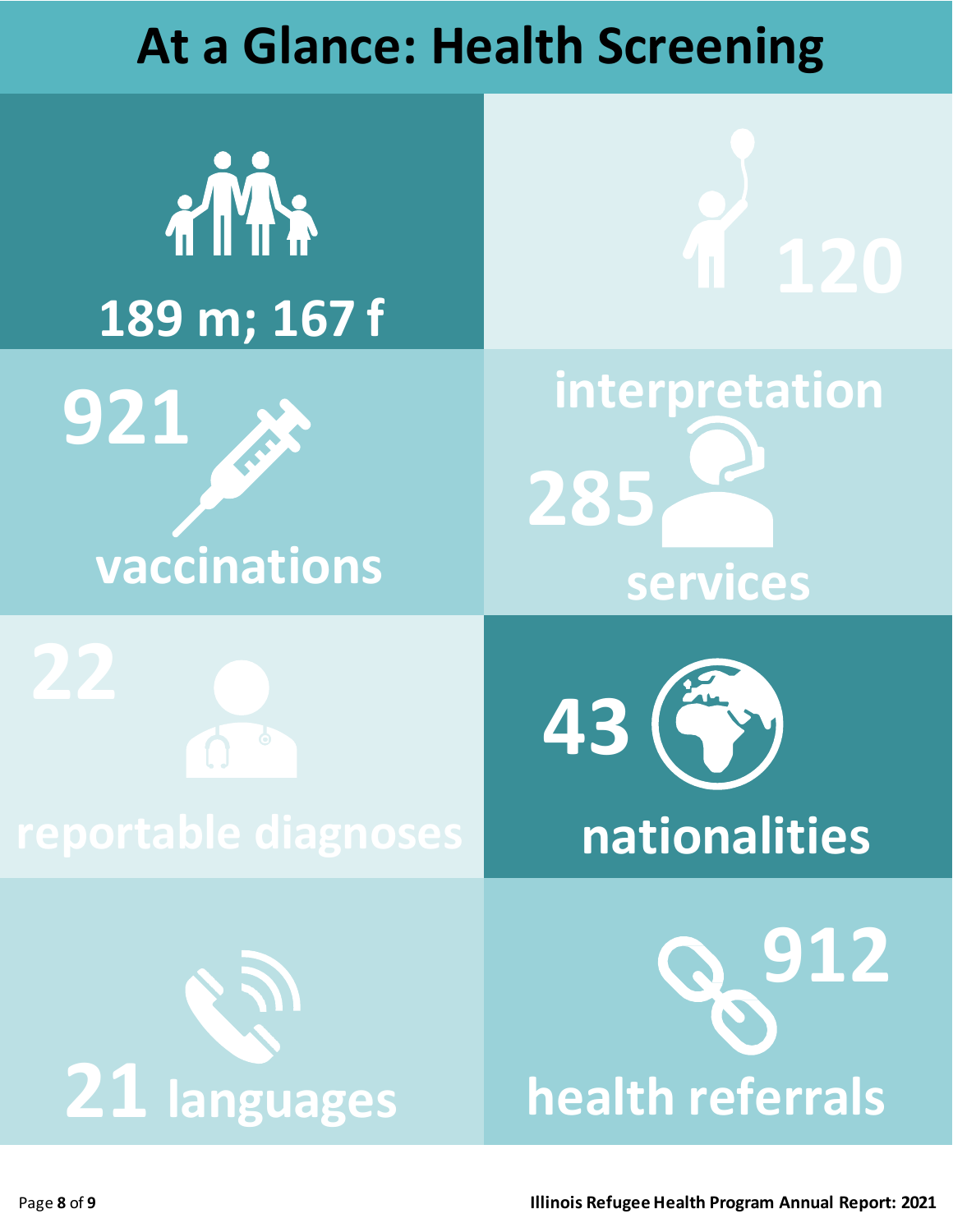# At a Glance: Health Screening

189 m; 167 f

120

921 vaccinations

interpretation 285 services

22 reportable diagnoses

43 nationalities

21 languages

912 health referrals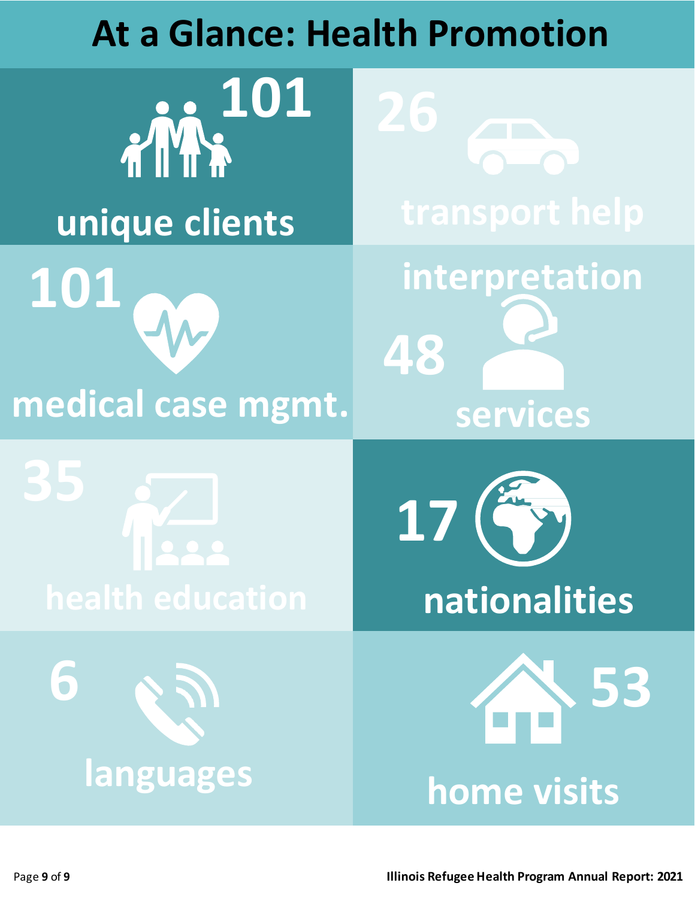# At a Glance: Health Promotion

101
unique clients

26
transport help

101
medical case mgmt.

interpretation
48
services

35
health education

17
nationalities

6
languages

53
home visits